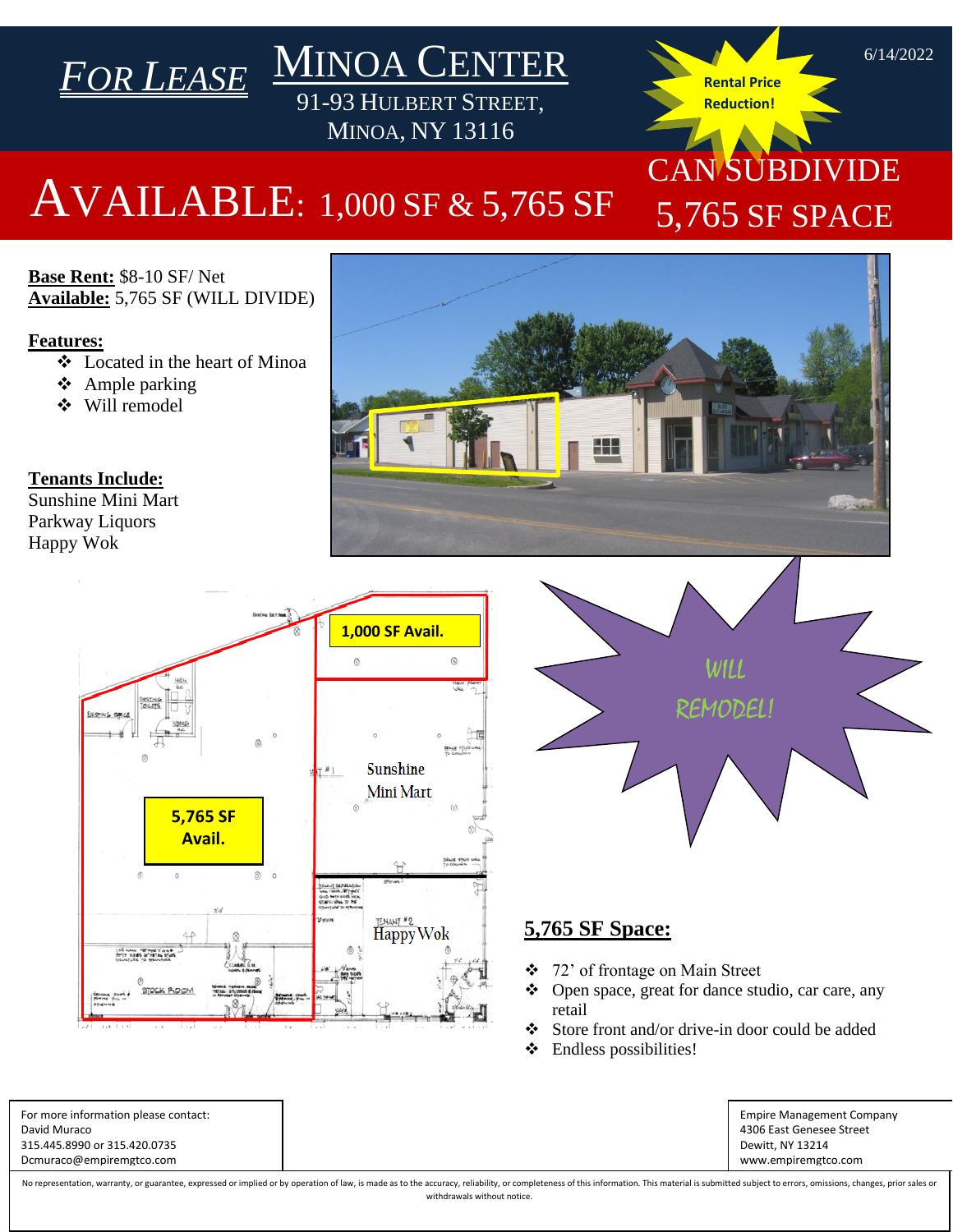# *FOR LEASE* MINOA CENTER

91-93 HULBERT STREET, MINOA, NY 13116

6/14/2022

**Rental Price Reduction!**

## AVAILABLE: 1,000 SF & 5,765 SF

## CAN SUBDIVIDE 5,765 SF SPACE

**Base Rent:** $8-10 SF/ Net
**Available:** 5,765 SF (WILL DIVIDE)

**Features:**

- Located in the heart of Minoa
- Ample parking
- Will remodel

**Tenants Include:**
Sunshine Mini Mart
Parkway Liquors
Happy Wok

1,000 SF Avail.

5,765 SF Avail.

Sunshine Mini Mart

TENANT #2 Happy Wok

WILL REMODEL!

## 5,765 SF Space:

- 72' of frontage on Main Street
- Open space, great for dance studio, car care, any retail
- Store front and/or drive-in door could be added
- Endless possibilities!

For more information please contact:
David Muraco
315.445.8990 or 315.420.0735
Dcmuraco@empiremgtco.com

Empire Management Company
4306 East Genesee Street
Dewitt, NY 13214
www.empiremgtco.com

No representation, warranty, or guarantee, expressed or implied or by operation of law, is made as to the accuracy, reliability, or completeness of this information. This material is submitted subject to errors, omissions, changes, prior sales or withdrawals without notice.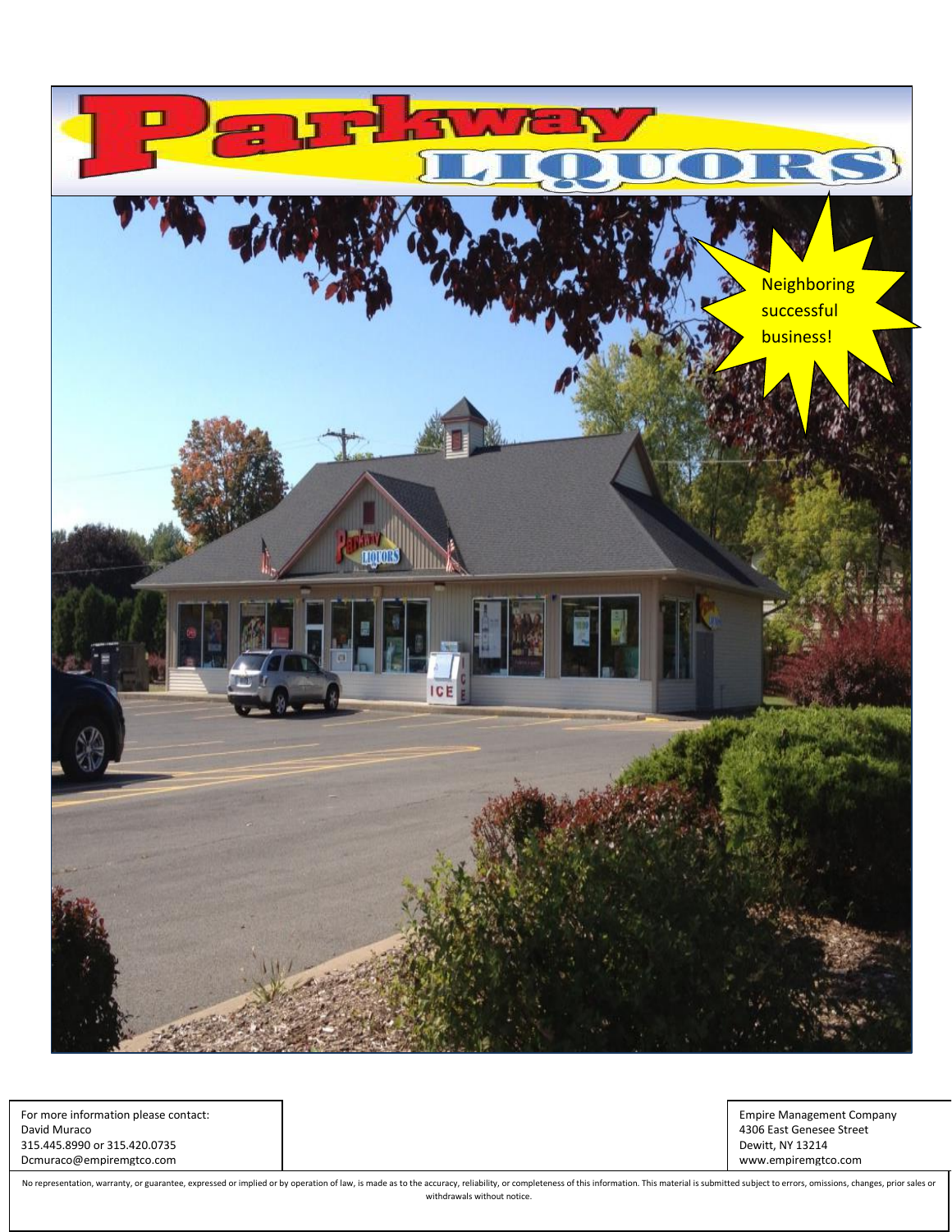# Parkway LIQUORS

Neighboring successful business!

For more information please contact:
David Muraco
315.445.8990 or 315.420.0735
Dcmuraco@empiremgtco.com

Empire Management Company
4306 East Genesee Street
Dewitt, NY 13214
www.empiremgtco.com

No representation, warranty, or guarantee, expressed or implied or by operation of law, is made as to the accuracy, reliability, or completeness of this information. This material is submitted subject to errors, omissions, changes, prior sales or withdrawals without notice.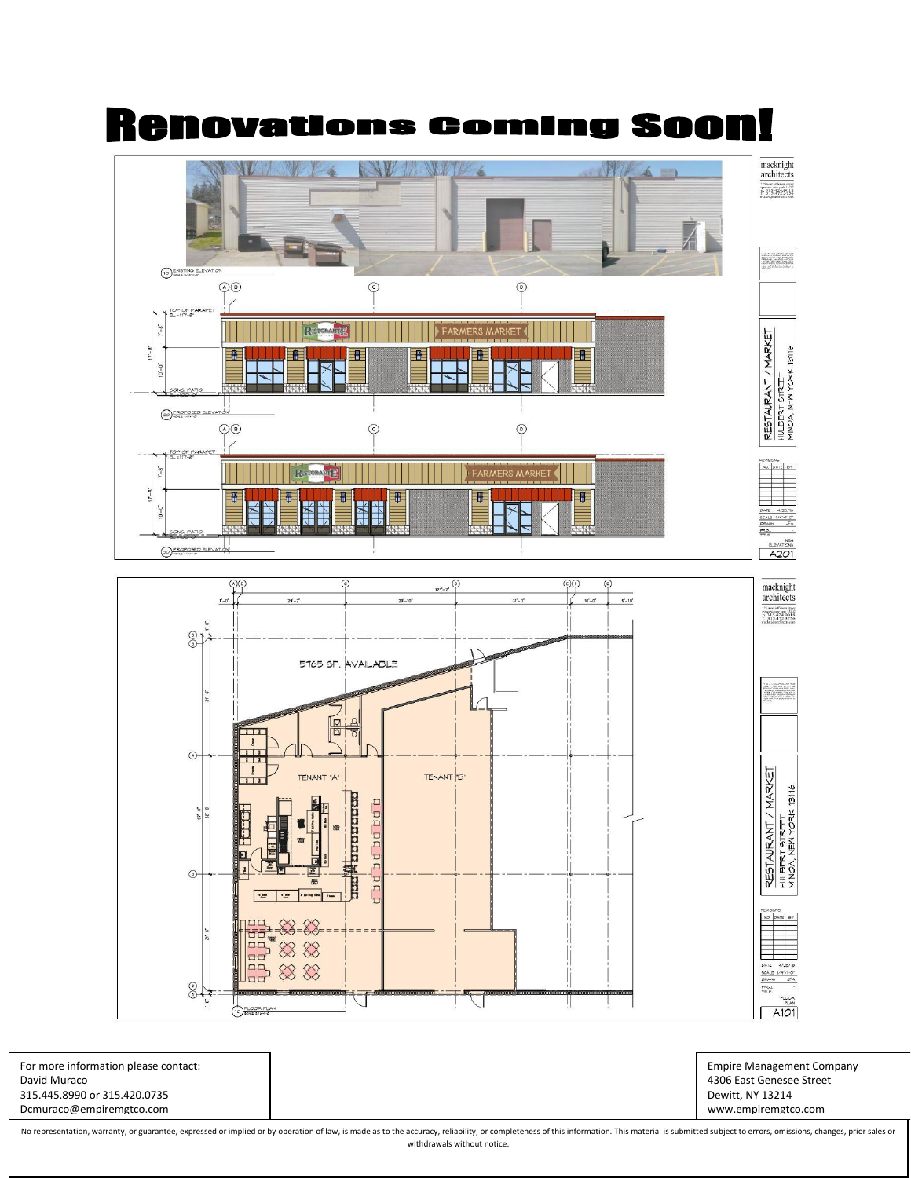# Renovations Coming Soon!

macknight architects

RESTAURANT / MARKET
HULBERT STREET
MINOA, NEW YORK 13116

EXISTING ELEVATION

PROPOSED ELEVATION

RISTORANTE

FARMERS MARKET

TOP OF PARAPET

CONC. PATIO

DATE 4/28/19

A201

5765 SF. AVAILABLE

TENANT "A"

TENANT "B"

123'-7"

FLOOR PLAN

A101

For more information please contact:
David Muraco
315.445.8990 or 315.420.0735
Dcmuraco@empiremgtco.com

Empire Management Company
4306 East Genesee Street
Dewitt, NY 13214
www.empiremgtco.com

No representation, warranty, or guarantee, expressed or implied or by operation of law, is made as to the accuracy, reliability, or completeness of this information. This material is submitted subject to errors, omissions, changes, prior sales or withdrawals without notice.